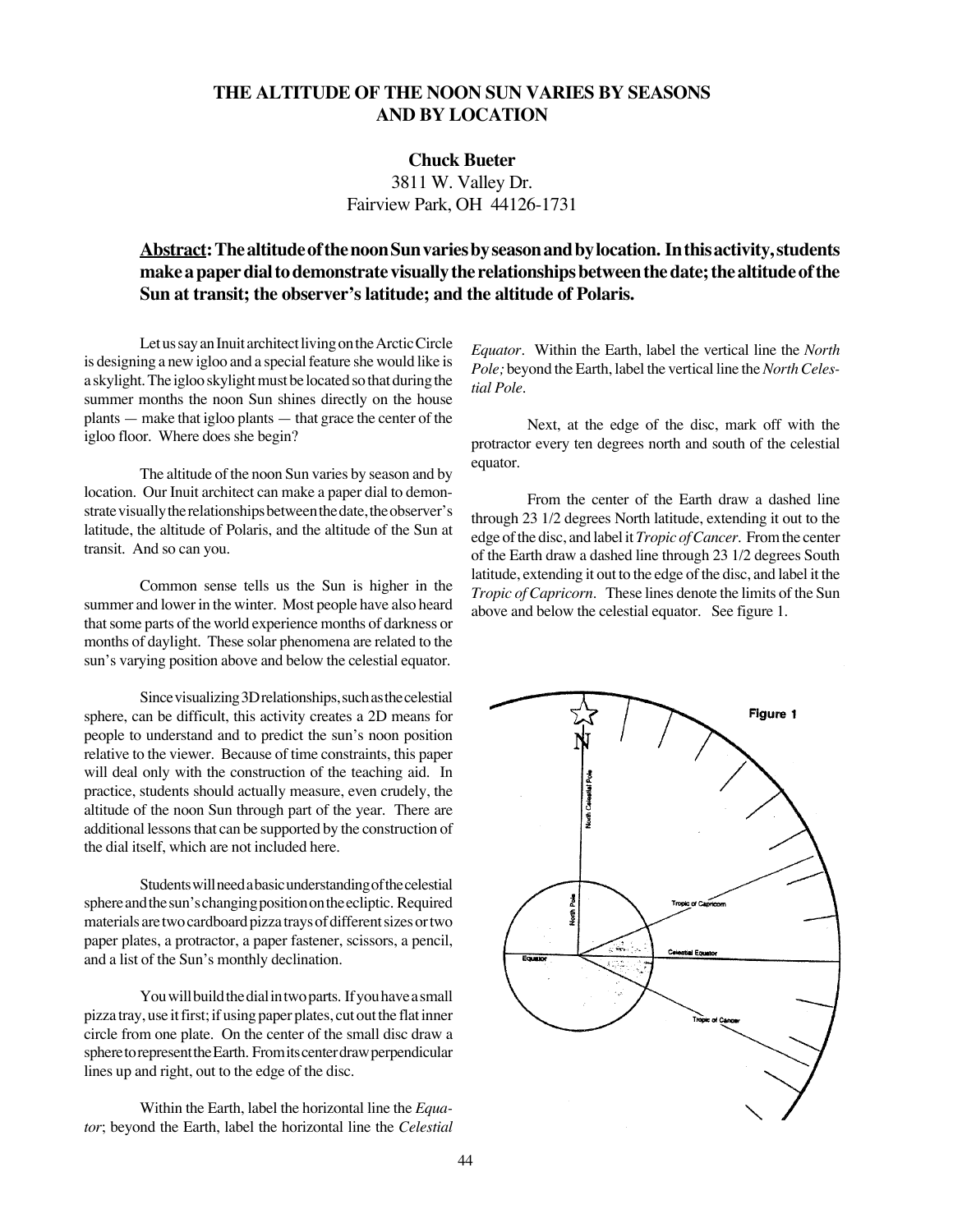# THE ALTITUDE OF THE NOON SUN VARIES BY SEASONS AND BY LOCATION

**Chuck Bueter**
3811 W. Valley Dr.
Fairview Park, OH 44126-1731

**Abstract: The altitude of the noon Sun varies by season and by location. In this activity, students make a paper dial to demonstrate visually the relationships between the date; the altitude of the Sun at transit; the observer's latitude; and the altitude of Polaris.**

Let us say an Inuit architect living on the Arctic Circle is designing a new igloo and a special feature she would like is a skylight. The igloo skylight must be located so that during the summer months the noon Sun shines directly on the house plants — make that igloo plants — that grace the center of the igloo floor. Where does she begin?

The altitude of the noon Sun varies by season and by location. Our Inuit architect can make a paper dial to demonstrate visually the relationships between the date, the observer's latitude, the altitude of Polaris, and the altitude of the Sun at transit. And so can you.

Common sense tells us the Sun is higher in the summer and lower in the winter. Most people have also heard that some parts of the world experience months of darkness or months of daylight. These solar phenomena are related to the sun's varying position above and below the celestial equator.

Since visualizing 3D relationships, such as the celestial sphere, can be difficult, this activity creates a 2D means for people to understand and to predict the sun's noon position relative to the viewer. Because of time constraints, this paper will deal only with the construction of the teaching aid. In practice, students should actually measure, even crudely, the altitude of the noon Sun through part of the year. There are additional lessons that can be supported by the construction of the dial itself, which are not included here.

Students will need a basic understanding of the celestial sphere and the sun's changing position on the ecliptic. Required materials are two cardboard pizza trays of different sizes or two paper plates, a protractor, a paper fastener, scissors, a pencil, and a list of the Sun's monthly declination.

You will build the dial in two parts. If you have a small pizza tray, use it first; if using paper plates, cut out the flat inner circle from one plate. On the center of the small disc draw a sphere to represent the Earth. From its center draw perpendicular lines up and right, out to the edge of the disc.

Within the Earth, label the horizontal line the *Equator*; beyond the Earth, label the horizontal line the *Celestial Equator*. Within the Earth, label the vertical line the *North Pole;* beyond the Earth, label the vertical line the *North Celestial Pole*.

Next, at the edge of the disc, mark off with the protractor every ten degrees north and south of the celestial equator.

From the center of the Earth draw a dashed line through 23 1/2 degrees North latitude, extending it out to the edge of the disc, and label it *Tropic of Cancer*. From the center of the Earth draw a dashed line through 23 1/2 degrees South latitude, extending it out to the edge of the disc, and label it the *Tropic of Capricorn*. These lines denote the limits of the Sun above and below the celestial equator. See figure 1.

Figure 1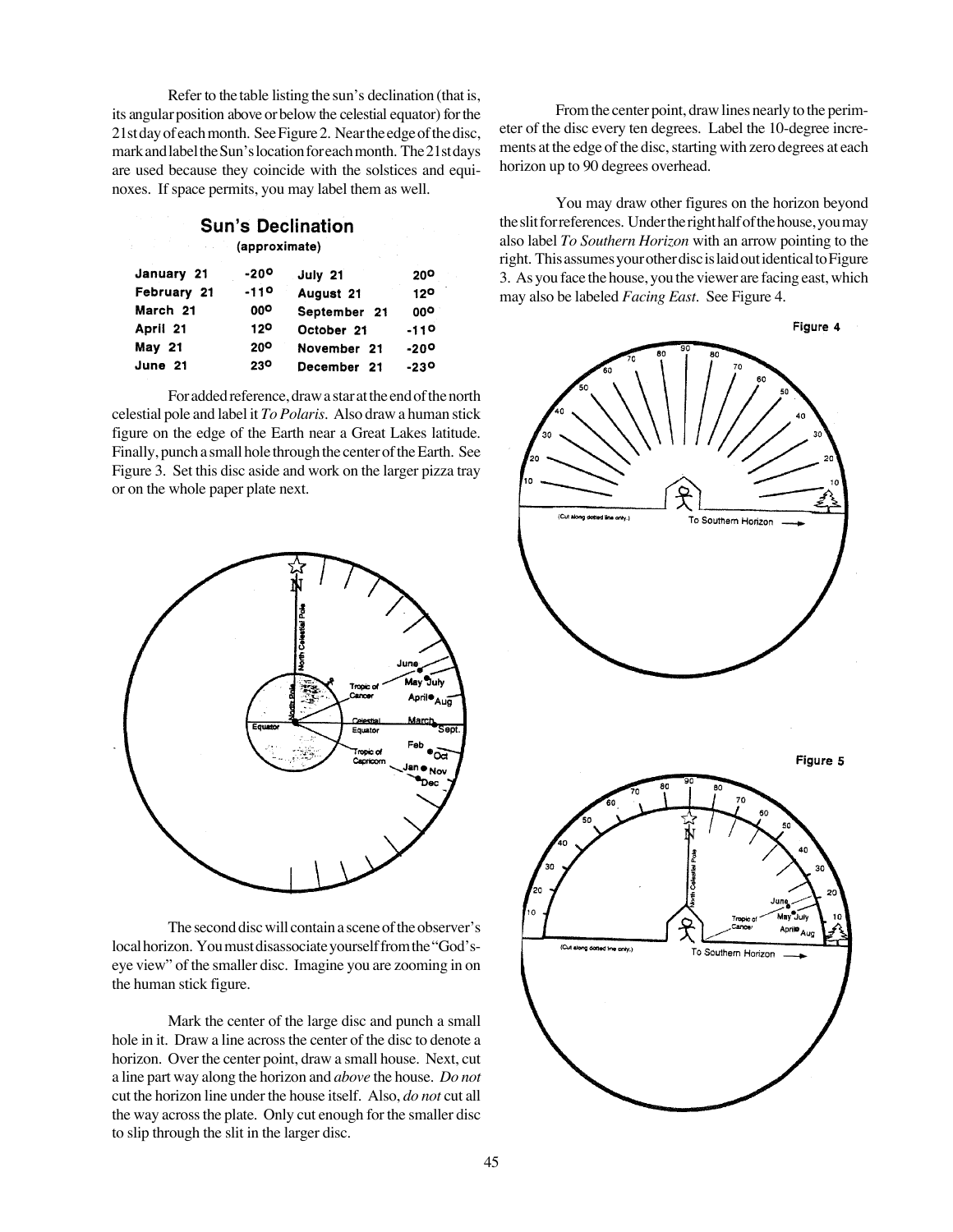Refer to the table listing the sun's declination (that is, its angular position above or below the celestial equator) for the 21st day of each month. See Figure 2. Near the edge of the disc, mark and label the Sun's location for each month. The 21st days are used because they coincide with the solstices and equinoxes. If space permits, you may label them as well.

**Sun's Declination**
**(approximate)**

| | | | |
|---|---|---|---|
| January 21 | -20° | July 21 | 20° |
| February 21 | -11° | August 21 | 12° |
| March 21 | 00° | September 21 | 00° |
| April 21 | 12° | October 21 | -11° |
| May 21 | 20° | November 21 | -20° |
| June 21 | 23° | December 21 | -23° |

For added reference, draw a star at the end of the north celestial pole and label it *To Polaris*. Also draw a human stick figure on the edge of the Earth near a Great Lakes latitude. Finally, punch a small hole through the center of the Earth. See Figure 3. Set this disc aside and work on the larger pizza tray or on the whole paper plate next.

The second disc will contain a scene of the observer's local horizon. You must disassociate yourself from the "God's-eye view" of the smaller disc. Imagine you are zooming in on the human stick figure.

Mark the center of the large disc and punch a small hole in it. Draw a line across the center of the disc to denote a horizon. Over the center point, draw a small house. Next, cut a line part way along the horizon and *above* the house. *Do not* cut the horizon line under the house itself. Also, *do not* cut all the way across the plate. Only cut enough for the smaller disc to slip through the slit in the larger disc.

From the center point, draw lines nearly to the perimeter of the disc every ten degrees. Label the 10-degree increments at the edge of the disc, starting with zero degrees at each horizon up to 90 degrees overhead.

You may draw other figures on the horizon beyond the slit for references. Under the right half of the house, you may also label *To Southern Horizon* with an arrow pointing to the right. This assumes your other disc is laid out identical to Figure 3. As you face the house, you the viewer are facing east, which may also be labeled *Facing East*. See Figure 4.

Figure 4

Figure 5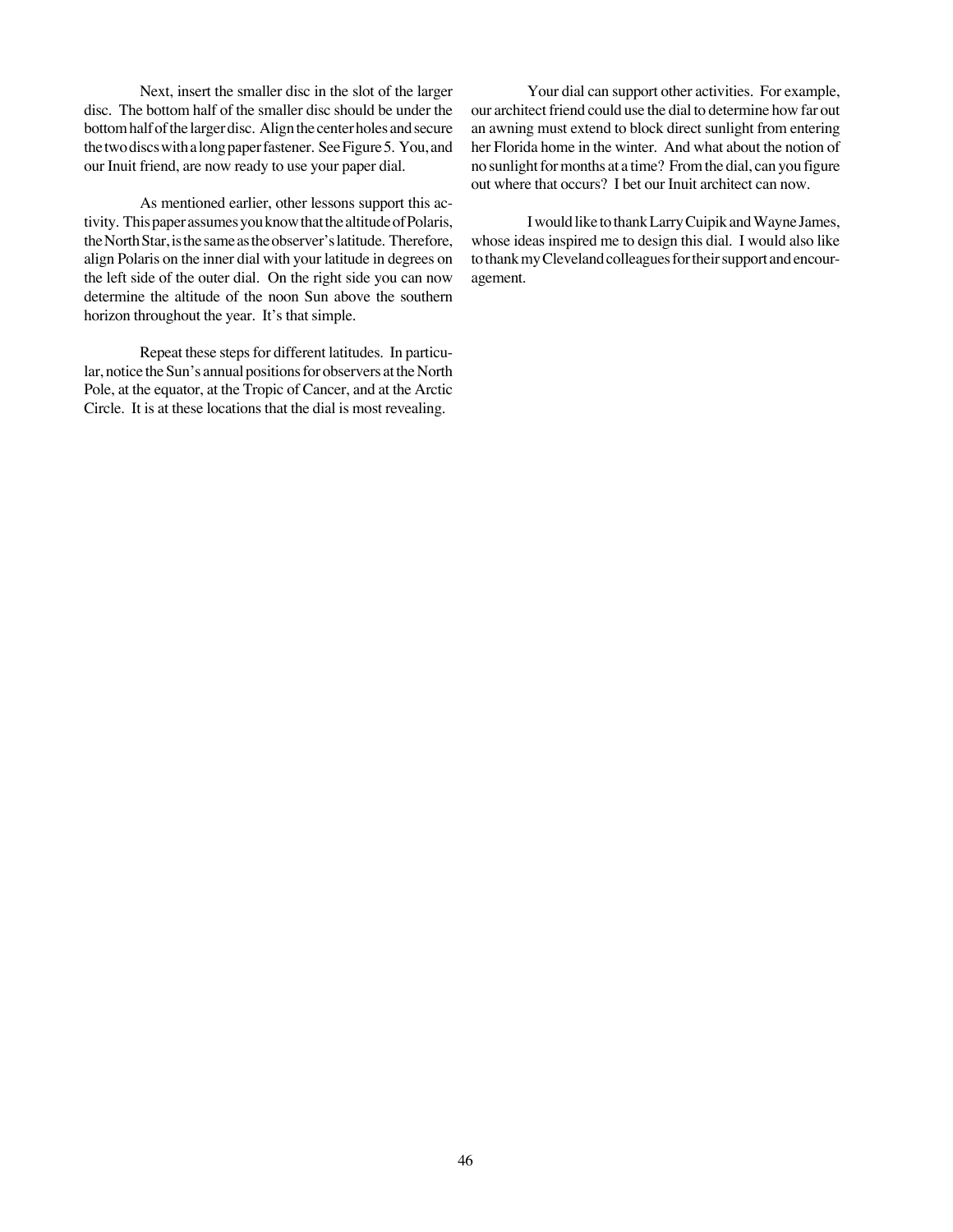Next, insert the smaller disc in the slot of the larger disc. The bottom half of the smaller disc should be under the bottom half of the larger disc. Align the center holes and secure the two discs with a long paper fastener. See Figure 5. You, and our Inuit friend, are now ready to use your paper dial.

As mentioned earlier, other lessons support this activity. This paper assumes you know that the altitude of Polaris, the North Star, is the same as the observer's latitude. Therefore, align Polaris on the inner dial with your latitude in degrees on the left side of the outer dial. On the right side you can now determine the altitude of the noon Sun above the southern horizon throughout the year. It's that simple.

Repeat these steps for different latitudes. In particular, notice the Sun's annual positions for observers at the North Pole, at the equator, at the Tropic of Cancer, and at the Arctic Circle. It is at these locations that the dial is most revealing.

Your dial can support other activities. For example, our architect friend could use the dial to determine how far out an awning must extend to block direct sunlight from entering her Florida home in the winter. And what about the notion of no sunlight for months at a time? From the dial, can you figure out where that occurs? I bet our Inuit architect can now.

I would like to thank Larry Cuipik and Wayne James, whose ideas inspired me to design this dial. I would also like to thank my Cleveland colleagues for their support and encouragement.